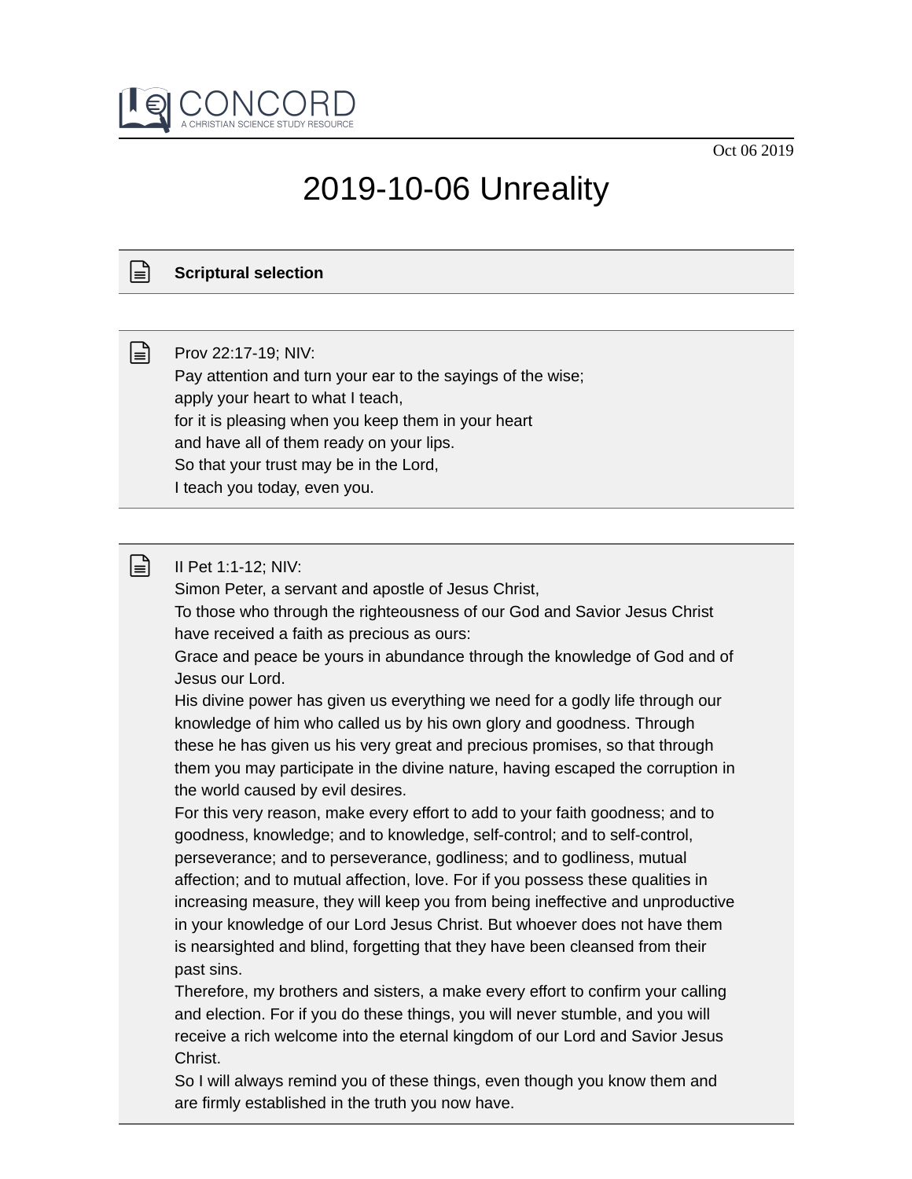CONCORD
A CHRISTIAN SCIENCE STUDY RESOURCE

Oct 06 2019

# 2019-10-06 Unreality

**Scriptural selection**

Prov 22:17-19; NIV:
Pay attention and turn your ear to the sayings of the wise;
apply your heart to what I teach,
for it is pleasing when you keep them in your heart
and have all of them ready on your lips.
So that your trust may be in the Lord,
I teach you today, even you.

II Pet 1:1-12; NIV:
Simon Peter, a servant and apostle of Jesus Christ,
To those who through the righteousness of our God and Savior Jesus Christ have received a faith as precious as ours:
Grace and peace be yours in abundance through the knowledge of God and of Jesus our Lord.
His divine power has given us everything we need for a godly life through our knowledge of him who called us by his own glory and goodness. Through these he has given us his very great and precious promises, so that through them you may participate in the divine nature, having escaped the corruption in the world caused by evil desires.
For this very reason, make every effort to add to your faith goodness; and to goodness, knowledge; and to knowledge, self-control; and to self-control, perseverance; and to perseverance, godliness; and to godliness, mutual affection; and to mutual affection, love. For if you possess these qualities in increasing measure, they will keep you from being ineffective and unproductive in your knowledge of our Lord Jesus Christ. But whoever does not have them is nearsighted and blind, forgetting that they have been cleansed from their past sins.
Therefore, my brothers and sisters, a make every effort to confirm your calling and election. For if you do these things, you will never stumble, and you will receive a rich welcome into the eternal kingdom of our Lord and Savior Jesus Christ.
So I will always remind you of these things, even though you know them and are firmly established in the truth you now have.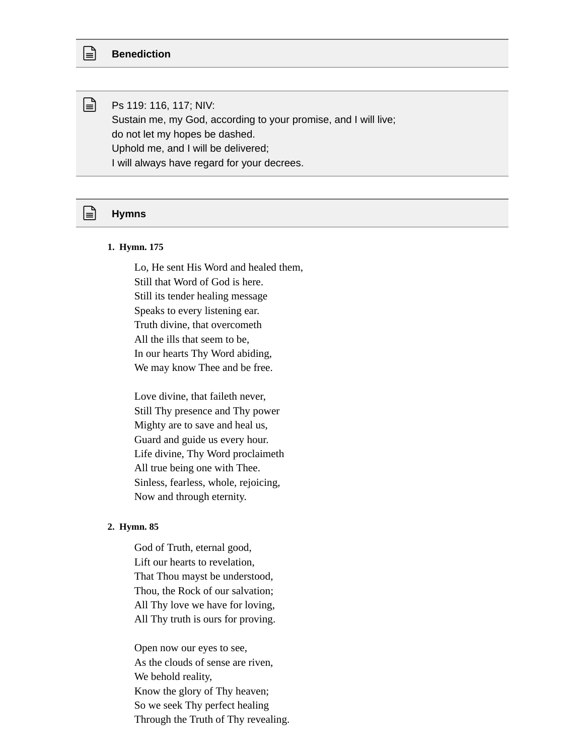## Benediction

Ps 119: 116, 117; NIV:
Sustain me, my God, according to your promise, and I will live;
do not let my hopes be dashed.
Uphold me, and I will be delivered;
I will always have regard for your decrees.

## Hymns

1. **Hymn. 175**

Lo, He sent His Word and healed them,
Still that Word of God is here.
Still its tender healing message
Speaks to every listening ear.
Truth divine, that overcometh
All the ills that seem to be,
In our hearts Thy Word abiding,
We may know Thee and be free.

Love divine, that faileth never,
Still Thy presence and Thy power
Mighty are to save and heal us,
Guard and guide us every hour.
Life divine, Thy Word proclaimeth
All true being one with Thee.
Sinless, fearless, whole, rejoicing,
Now and through eternity.

2. **Hymn. 85**

God of Truth, eternal good,
Lift our hearts to revelation,
That Thou mayst be understood,
Thou, the Rock of our salvation;
All Thy love we have for loving,
All Thy truth is ours for proving.

Open now our eyes to see,
As the clouds of sense are riven,
We behold reality,
Know the glory of Thy heaven;
So we seek Thy perfect healing
Through the Truth of Thy revealing.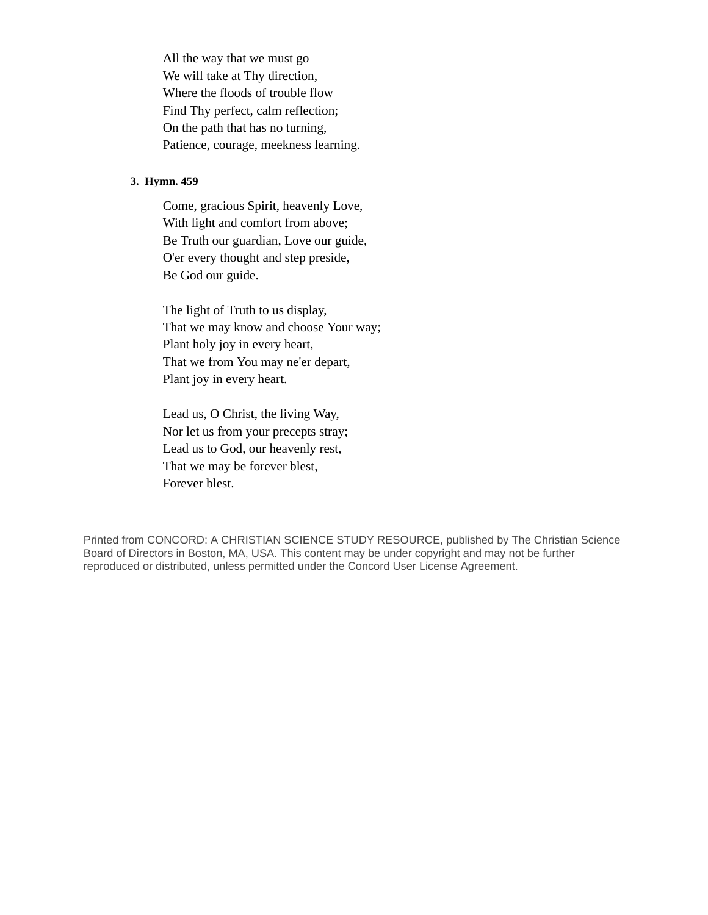All the way that we must go
We will take at Thy direction,
Where the floods of trouble flow
Find Thy perfect, calm reflection;
On the path that has no turning,
Patience, courage, meekness learning.

**3. Hymn. 459**

Come, gracious Spirit, heavenly Love,
With light and comfort from above;
Be Truth our guardian, Love our guide,
O'er every thought and step preside,
Be God our guide.

The light of Truth to us display,
That we may know and choose Your way;
Plant holy joy in every heart,
That we from You may ne'er depart,
Plant joy in every heart.

Lead us, O Christ, the living Way,
Nor let us from your precepts stray;
Lead us to God, our heavenly rest,
That we may be forever blest,
Forever blest.

---

Printed from CONCORD: A CHRISTIAN SCIENCE STUDY RESOURCE, published by The Christian Science Board of Directors in Boston, MA, USA. This content may be under copyright and may not be further reproduced or distributed, unless permitted under the Concord User License Agreement.